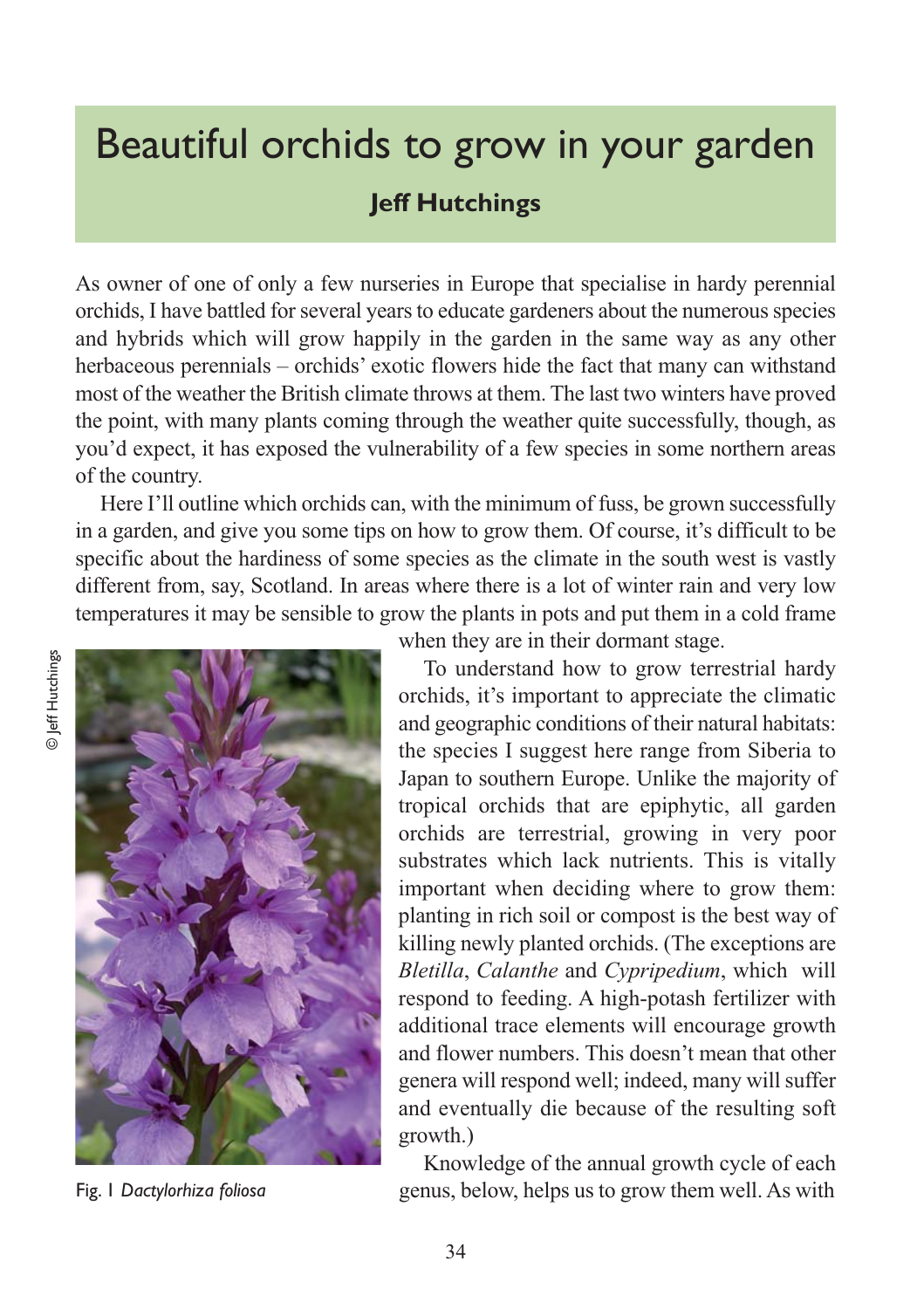# Beautiful orchids to grow in your garden

**Jeff Hutchings**

As owner of one of only a few nurseries in Europe that specialise in hardy perennial orchids, I have battled for several years to educate gardeners about the numerous species and hybrids which will grow happily in the garden in the same way as any other herbaceous perennials – orchids' exotic flowers hide the fact that many can withstand most of the weather the British climate throws at them. The last two winters have proved the point, with many plants coming through the weather quite successfully, though, as you'd expect, it has exposed the vulnerability of a few species in some northern areas of the country.

Here I'll outline which orchids can, with the minimum of fuss, be grown successfully in a garden, and give you some tips on how to grow them. Of course, it's difficult to be specific about the hardiness of some species as the climate in the south west is vastly different from, say, Scotland. In areas where there is a lot of winter rain and very low temperatures it may be sensible to grow the plants in pots and put them in a cold frame when they are in their dormant stage.

© Jeff Hutchings

Fig. 1 *Dactylorhiza foliosa*

To understand how to grow terrestrial hardy orchids, it's important to appreciate the climatic and geographic conditions of their natural habitats: the species I suggest here range from Siberia to Japan to southern Europe. Unlike the majority of tropical orchids that are epiphytic, all garden orchids are terrestrial, growing in very poor substrates which lack nutrients. This is vitally important when deciding where to grow them: planting in rich soil or compost is the best way of killing newly planted orchids. (The exceptions are *Bletilla*, *Calanthe* and *Cypripedium*, which will respond to feeding. A high-potash fertilizer with additional trace elements will encourage growth and flower numbers. This doesn't mean that other genera will respond well; indeed, many will suffer and eventually die because of the resulting soft growth.)

Knowledge of the annual growth cycle of each genus, below, helps us to grow them well. As with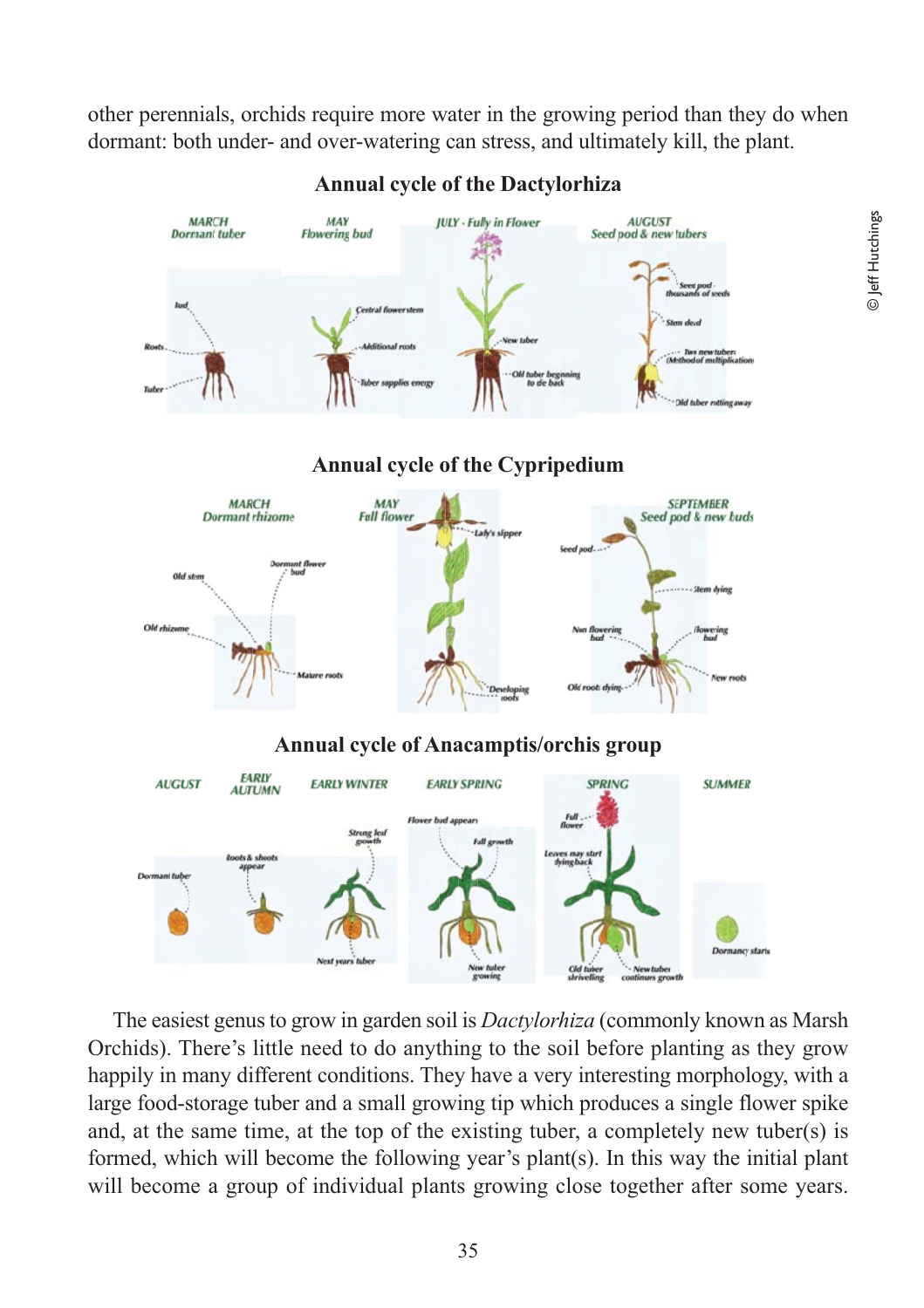other perennials, orchids require more water in the growing period than they do when dormant: both under- and over-watering can stress, and ultimately kill, the plant.

**Annual cycle of the Dactylorhiza**

**Annual cycle of the Cypripedium**

**Annual cycle of Anacamptis/orchis group**

The easiest genus to grow in garden soil is *Dactylorhiza* (commonly known as Marsh Orchids). There's little need to do anything to the soil before planting as they grow happily in many different conditions. They have a very interesting morphology, with a large food-storage tuber and a small growing tip which produces a single flower spike and, at the same time, at the top of the existing tuber, a completely new tuber(s) is formed, which will become the following year's plant(s). In this way the initial plant will become a group of individual plants growing close together after some years.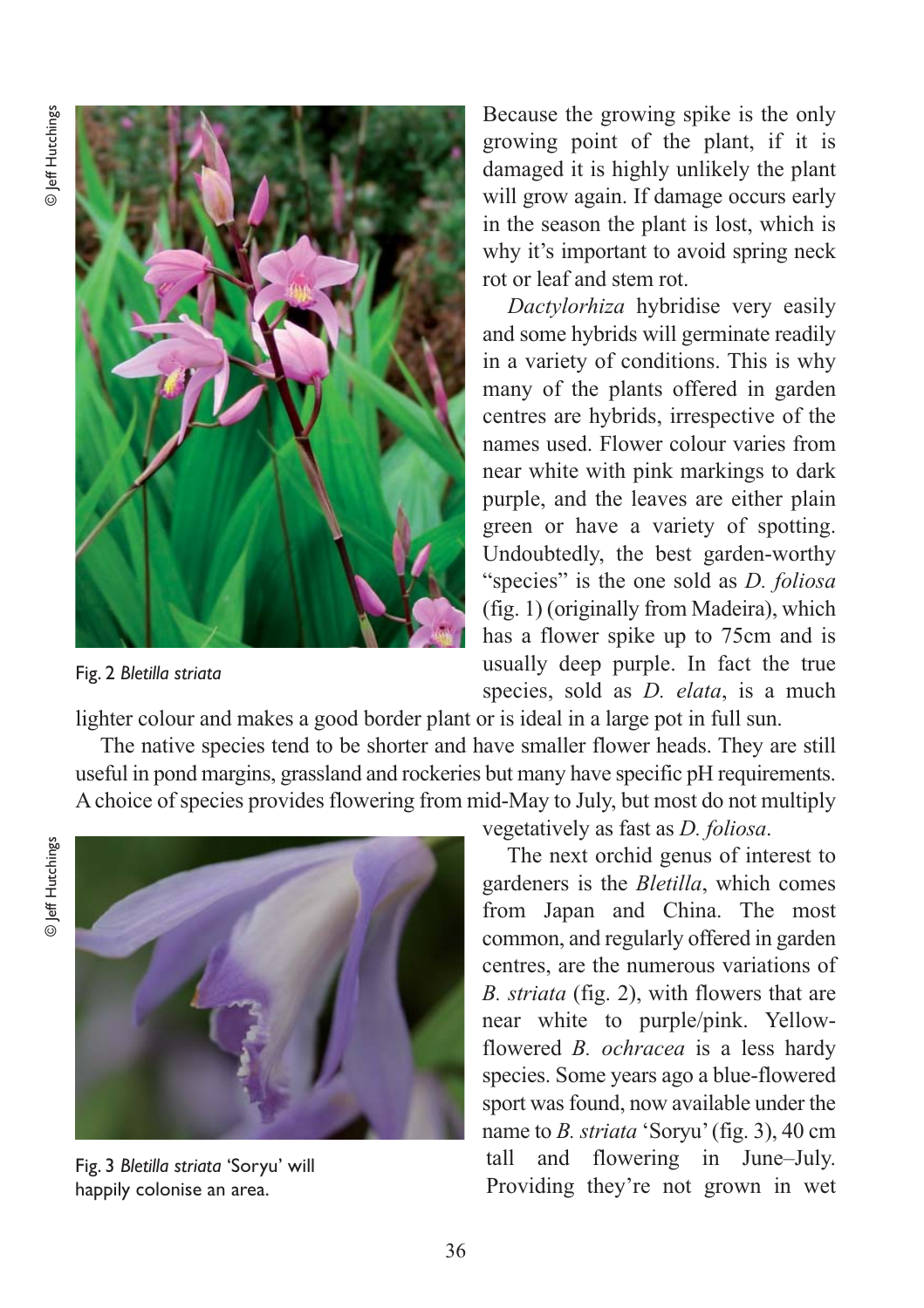Fig. 2 *Bletilla striata*

Because the growing spike is the only growing point of the plant, if it is damaged it is highly unlikely the plant will grow again. If damage occurs early in the season the plant is lost, which is why it's important to avoid spring neck rot or leaf and stem rot.

*Dactylorhiza* hybridise very easily and some hybrids will germinate readily in a variety of conditions. This is why many of the plants offered in garden centres are hybrids, irrespective of the names used. Flower colour varies from near white with pink markings to dark purple, and the leaves are either plain green or have a variety of spotting. Undoubtedly, the best garden-worthy "species" is the one sold as *D. foliosa* (fig. 1) (originally from Madeira), which has a flower spike up to 75cm and is usually deep purple. In fact the true species, sold as *D. elata*, is a much lighter colour and makes a good border plant or is ideal in a large pot in full sun.

The native species tend to be shorter and have smaller flower heads. They are still useful in pond margins, grassland and rockeries but many have specific pH requirements. A choice of species provides flowering from mid-May to July, but most do not multiply vegetatively as fast as *D. foliosa*.

Fig. 3 *Bletilla striata* 'Soryu' will happily colonise an area.

The next orchid genus of interest to gardeners is the *Bletilla*, which comes from Japan and China. The most common, and regularly offered in garden centres, are the numerous variations of *B. striata* (fig. 2), with flowers that are near white to purple/pink. Yellow-flowered *B. ochracea* is a less hardy species. Some years ago a blue-flowered sport was found, now available under the name to *B. striata* 'Soryu' (fig. 3), 40 cm tall and flowering in June–July. Providing they're not grown in wet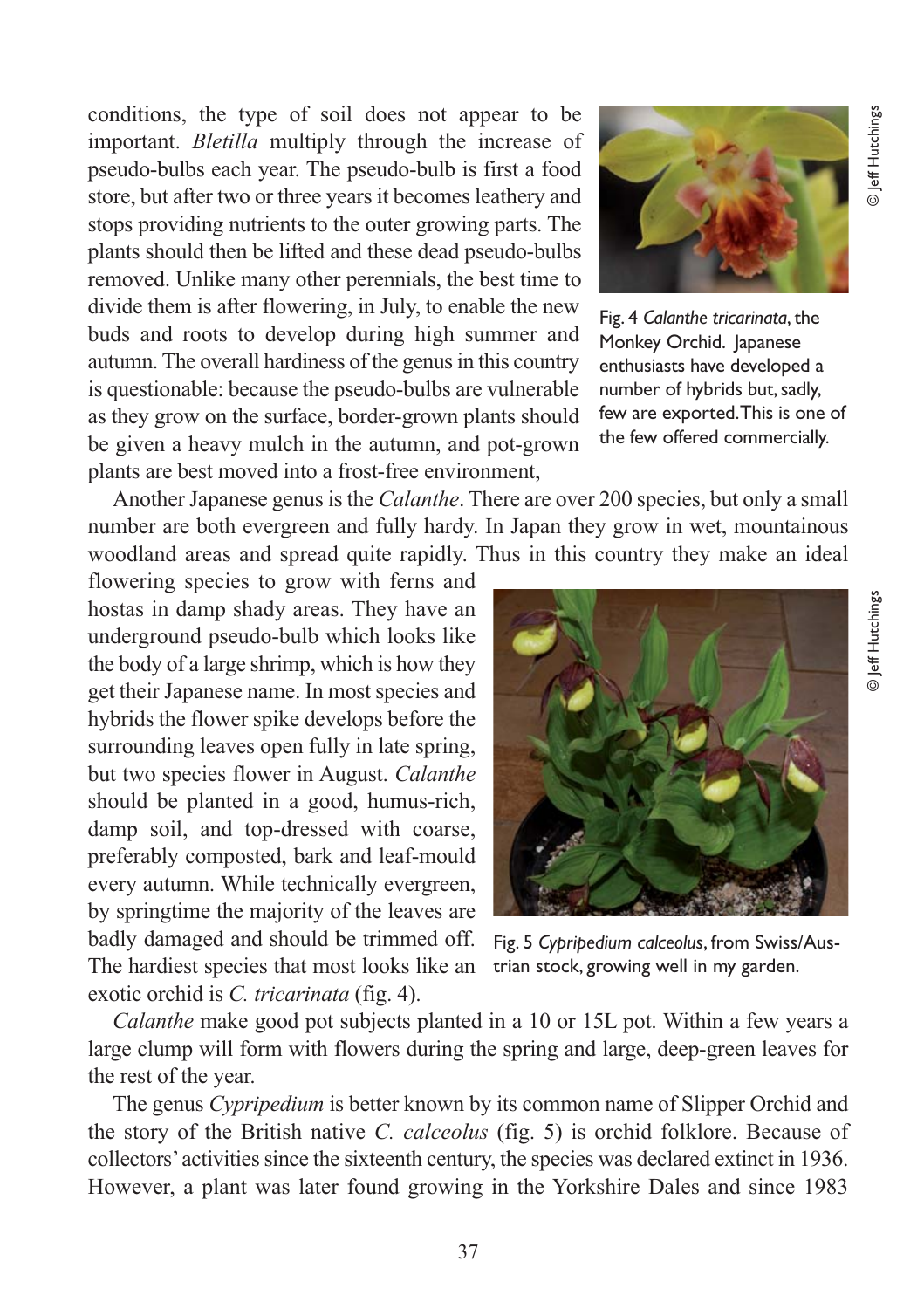conditions, the type of soil does not appear to be important. *Bletilla* multiply through the increase of pseudo-bulbs each year. The pseudo-bulb is first a food store, but after two or three years it becomes leathery and stops providing nutrients to the outer growing parts. The plants should then be lifted and these dead pseudo-bulbs removed. Unlike many other perennials, the best time to divide them is after flowering, in July, to enable the new buds and roots to develop during high summer and autumn. The overall hardiness of the genus in this country is questionable: because the pseudo-bulbs are vulnerable as they grow on the surface, border-grown plants should be given a heavy mulch in the autumn, and pot-grown plants are best moved into a frost-free environment,

Fig. 4 *Calanthe tricarinata*, the Monkey Orchid. Japanese enthusiasts have developed a number of hybrids but, sadly, few are exported. This is one of the few offered commercially.

© Jeff Hutchings

Another Japanese genus is the *Calanthe*. There are over 200 species, but only a small number are both evergreen and fully hardy. In Japan they grow in wet, mountainous woodland areas and spread quite rapidly. Thus in this country they make an ideal flowering species to grow with ferns and hostas in damp shady areas. They have an underground pseudo-bulb which looks like the body of a large shrimp, which is how they get their Japanese name. In most species and hybrids the flower spike develops before the surrounding leaves open fully in late spring, but two species flower in August. *Calanthe* should be planted in a good, humus-rich, damp soil, and top-dressed with coarse, preferably composted, bark and leaf-mould every autumn. While technically evergreen, by springtime the majority of the leaves are badly damaged and should be trimmed off. The hardiest species that most looks like an exotic orchid is *C. tricarinata* (fig. 4).

Fig. 5 *Cypripedium calceolus*, from Swiss/Austrian stock, growing well in my garden.

© Jeff Hutchings

*Calanthe* make good pot subjects planted in a 10 or 15L pot. Within a few years a large clump will form with flowers during the spring and large, deep-green leaves for the rest of the year.

The genus *Cypripedium* is better known by its common name of Slipper Orchid and the story of the British native *C. calceolus* (fig. 5) is orchid folklore. Because of collectors' activities since the sixteenth century, the species was declared extinct in 1936. However, a plant was later found growing in the Yorkshire Dales and since 1983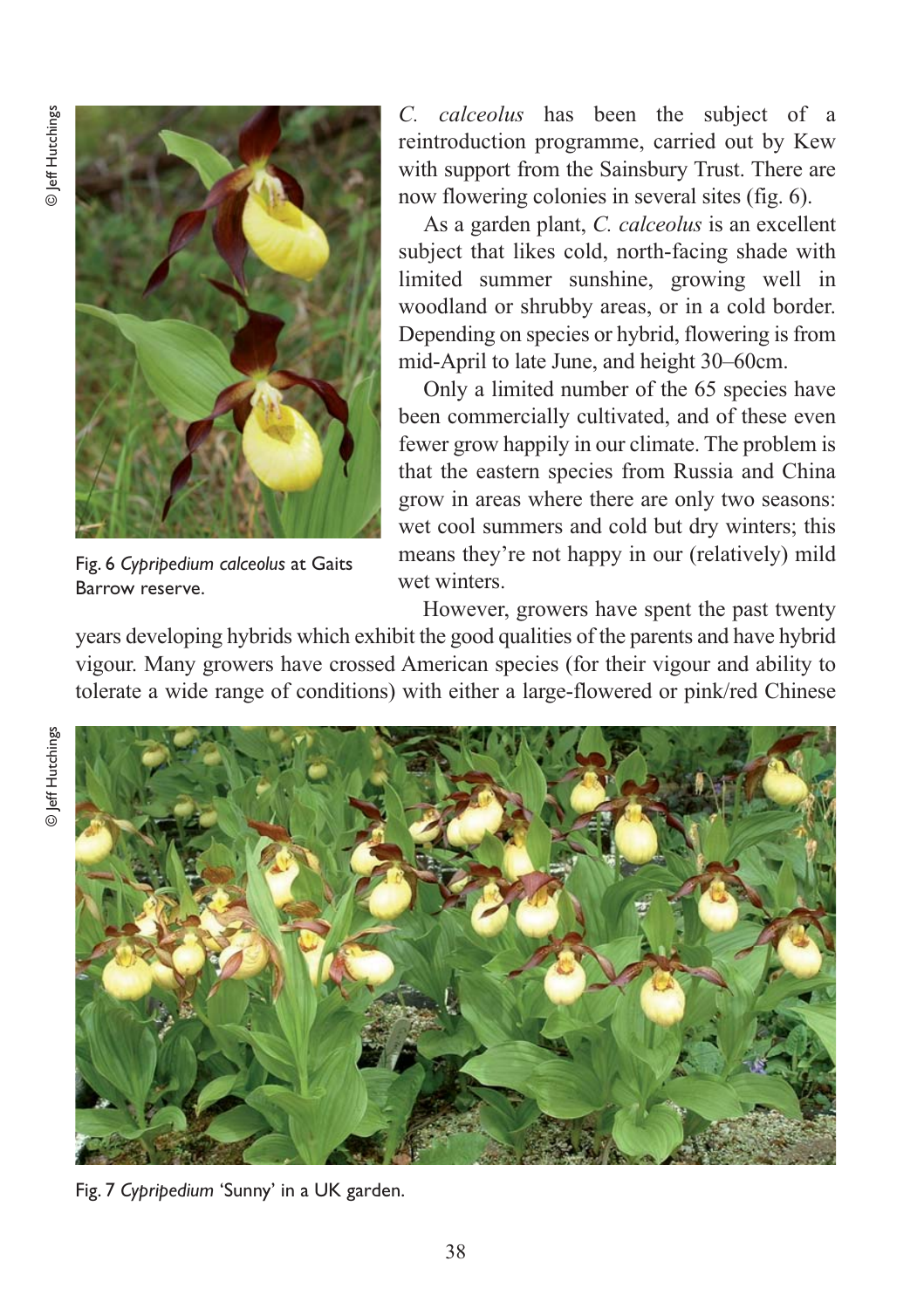*C. calceolus* has been the subject of a reintroduction programme, carried out by Kew with support from the Sainsbury Trust. There are now flowering colonies in several sites (fig. 6).

© Jeff Hutchings

Fig. 6 *Cypripedium calceolus* at Gaits Barrow reserve.

As a garden plant, *C. calceolus* is an excellent subject that likes cold, north-facing shade with limited summer sunshine, growing well in woodland or shrubby areas, or in a cold border. Depending on species or hybrid, flowering is from mid-April to late June, and height 30–60cm.

Only a limited number of the 65 species have been commercially cultivated, and of these even fewer grow happily in our climate. The problem is that the eastern species from Russia and China grow in areas where there are only two seasons: wet cool summers and cold but dry winters; this means they're not happy in our (relatively) mild wet winters.

However, growers have spent the past twenty years developing hybrids which exhibit the good qualities of the parents and have hybrid vigour. Many growers have crossed American species (for their vigour and ability to tolerate a wide range of conditions) with either a large-flowered or pink/red Chinese

© Jeff Hutchings

Fig. 7 *Cypripedium* 'Sunny' in a UK garden.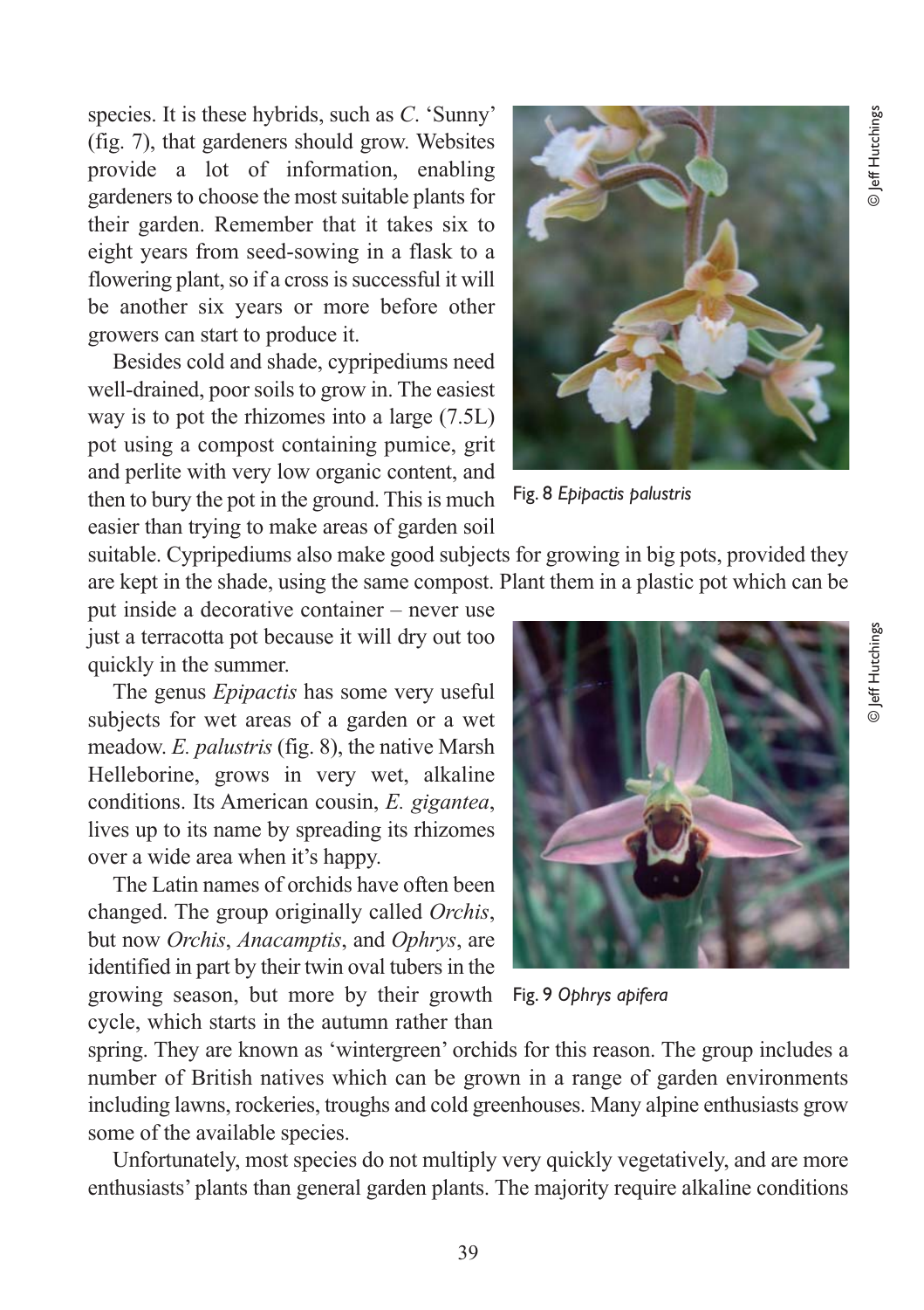species. It is these hybrids, such as *C.* 'Sunny' (fig. 7), that gardeners should grow. Websites provide a lot of information, enabling gardeners to choose the most suitable plants for their garden. Remember that it takes six to eight years from seed-sowing in a flask to a flowering plant, so if a cross is successful it will be another six years or more before other growers can start to produce it.

Besides cold and shade, cypripediums need well-drained, poor soils to grow in. The easiest way is to pot the rhizomes into a large (7.5L) pot using a compost containing pumice, grit and perlite with very low organic content, and then to bury the pot in the ground. This is much easier than trying to make areas of garden soil suitable. Cypripediums also make good subjects for growing in big pots, provided they are kept in the shade, using the same compost. Plant them in a plastic pot which can be put inside a decorative container – never use just a terracotta pot because it will dry out too quickly in the summer.

Fig. 8 *Epipactis palustris*

The genus *Epipactis* has some very useful subjects for wet areas of a garden or a wet meadow. *E. palustris* (fig. 8), the native Marsh Helleborine, grows in very wet, alkaline conditions. Its American cousin, *E. gigantea*, lives up to its name by spreading its rhizomes over a wide area when it's happy.

The Latin names of orchids have often been changed. The group originally called *Orchis*, but now *Orchis*, *Anacamptis*, and *Ophrys*, are identified in part by their twin oval tubers in the growing season, but more by their growth cycle, which starts in the autumn rather than spring. They are known as 'wintergreen' orchids for this reason. The group includes a number of British natives which can be grown in a range of garden environments including lawns, rockeries, troughs and cold greenhouses. Many alpine enthusiasts grow some of the available species.

Fig. 9 *Ophrys apifera*

Unfortunately, most species do not multiply very quickly vegetatively, and are more enthusiasts' plants than general garden plants. The majority require alkaline conditions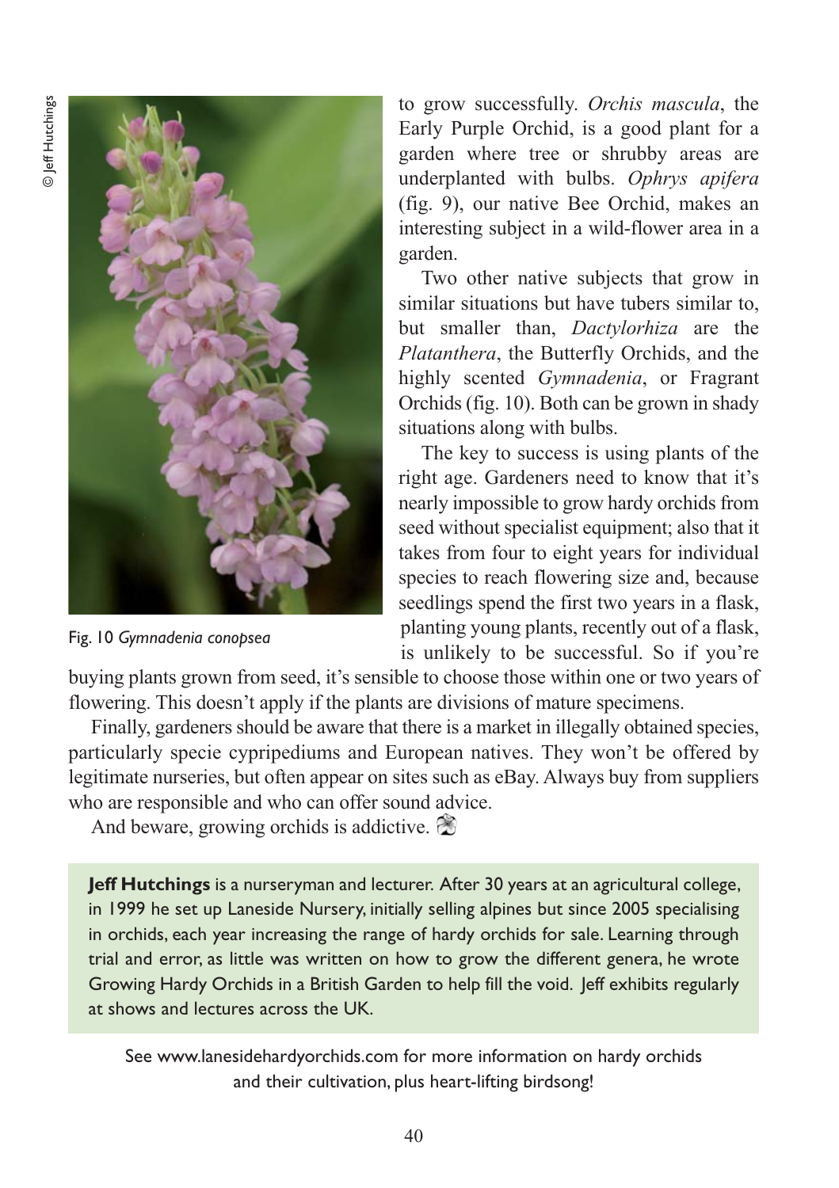Fig. 10 *Gymnadenia conopsea*

to grow successfully. *Orchis mascula*, the Early Purple Orchid, is a good plant for a garden where tree or shrubby areas are underplanted with bulbs. *Ophrys apifera* (fig. 9), our native Bee Orchid, makes an interesting subject in a wild-flower area in a garden.

Two other native subjects that grow in similar situations but have tubers similar to, but smaller than, *Dactylorhiza* are the *Platanthera*, the Butterfly Orchids, and the highly scented *Gymnadenia*, or Fragrant Orchids (fig. 10). Both can be grown in shady situations along with bulbs.

The key to success is using plants of the right age. Gardeners need to know that it's nearly impossible to grow hardy orchids from seed without specialist equipment; also that it takes from four to eight years for individual species to reach flowering size and, because seedlings spend the first two years in a flask, planting young plants, recently out of a flask, is unlikely to be successful. So if you're buying plants grown from seed, it's sensible to choose those within one or two years of flowering. This doesn't apply if the plants are divisions of mature specimens.

Finally, gardeners should be aware that there is a market in illegally obtained species, particularly specie cypripediums and European natives. They won't be offered by legitimate nurseries, but often appear on sites such as eBay. Always buy from suppliers who are responsible and who can offer sound advice.

And beware, growing orchids is addictive.

**Jeff Hutchings** is a nurseryman and lecturer. After 30 years at an agricultural college, in 1999 he set up Laneside Nursery, initially selling alpines but since 2005 specialising in orchids, each year increasing the range of hardy orchids for sale. Learning through trial and error, as little was written on how to grow the different genera, he wrote Growing Hardy Orchids in a British Garden to help fill the void. Jeff exhibits regularly at shows and lectures across the UK.

See www.lanesidehardyorchids.com for more information on hardy orchids and their cultivation, plus heart-lifting birdsong!